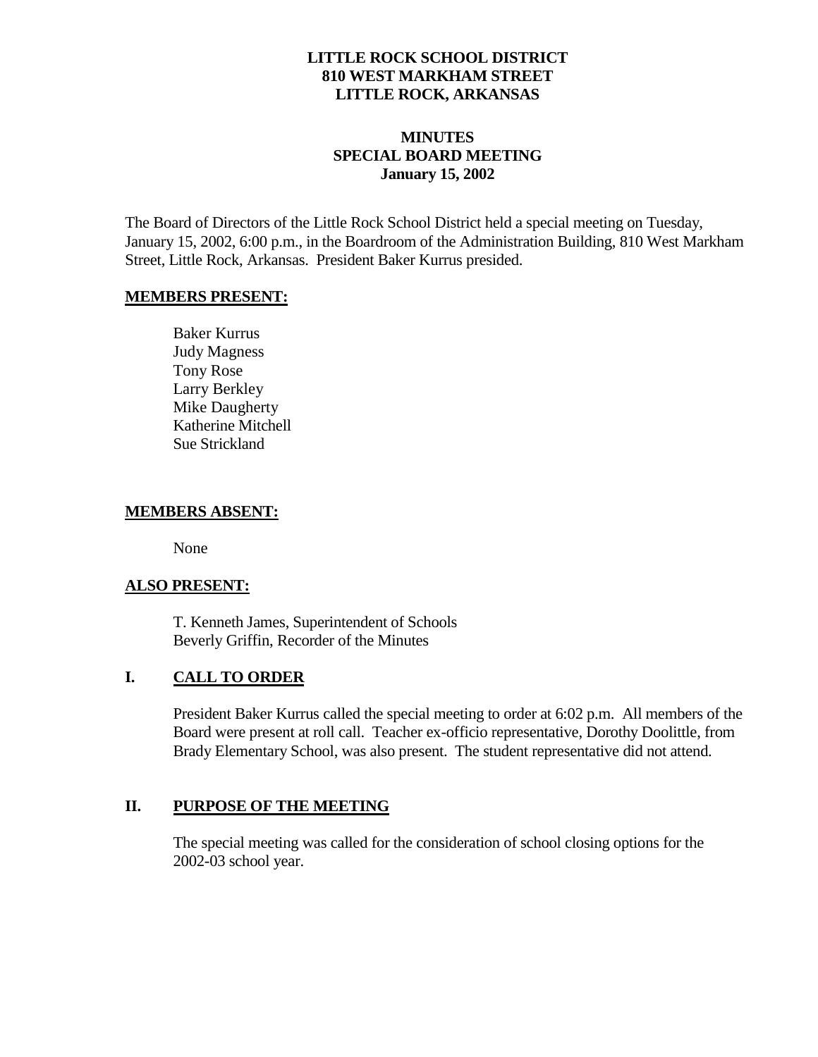**LITTLE ROCK SCHOOL DISTRICT**
**810 WEST MARKHAM STREET**
**LITTLE ROCK, ARKANSAS**

**MINUTES**
**SPECIAL BOARD MEETING**
**January 15, 2002**

The Board of Directors of the Little Rock School District held a special meeting on Tuesday, January 15, 2002, 6:00 p.m., in the Boardroom of the Administration Building, 810 West Markham Street, Little Rock, Arkansas. President Baker Kurrus presided.

**MEMBERS PRESENT:**

Baker Kurrus
Judy Magness
Tony Rose
Larry Berkley
Mike Daugherty
Katherine Mitchell
Sue Strickland

**MEMBERS ABSENT:**

None

**ALSO PRESENT:**

T. Kenneth James, Superintendent of Schools
Beverly Griffin, Recorder of the Minutes

## I. CALL TO ORDER

President Baker Kurrus called the special meeting to order at 6:02 p.m. All members of the Board were present at roll call. Teacher ex-officio representative, Dorothy Doolittle, from Brady Elementary School, was also present. The student representative did not attend.

## II. PURPOSE OF THE MEETING

The special meeting was called for the consideration of school closing options for the 2002-03 school year.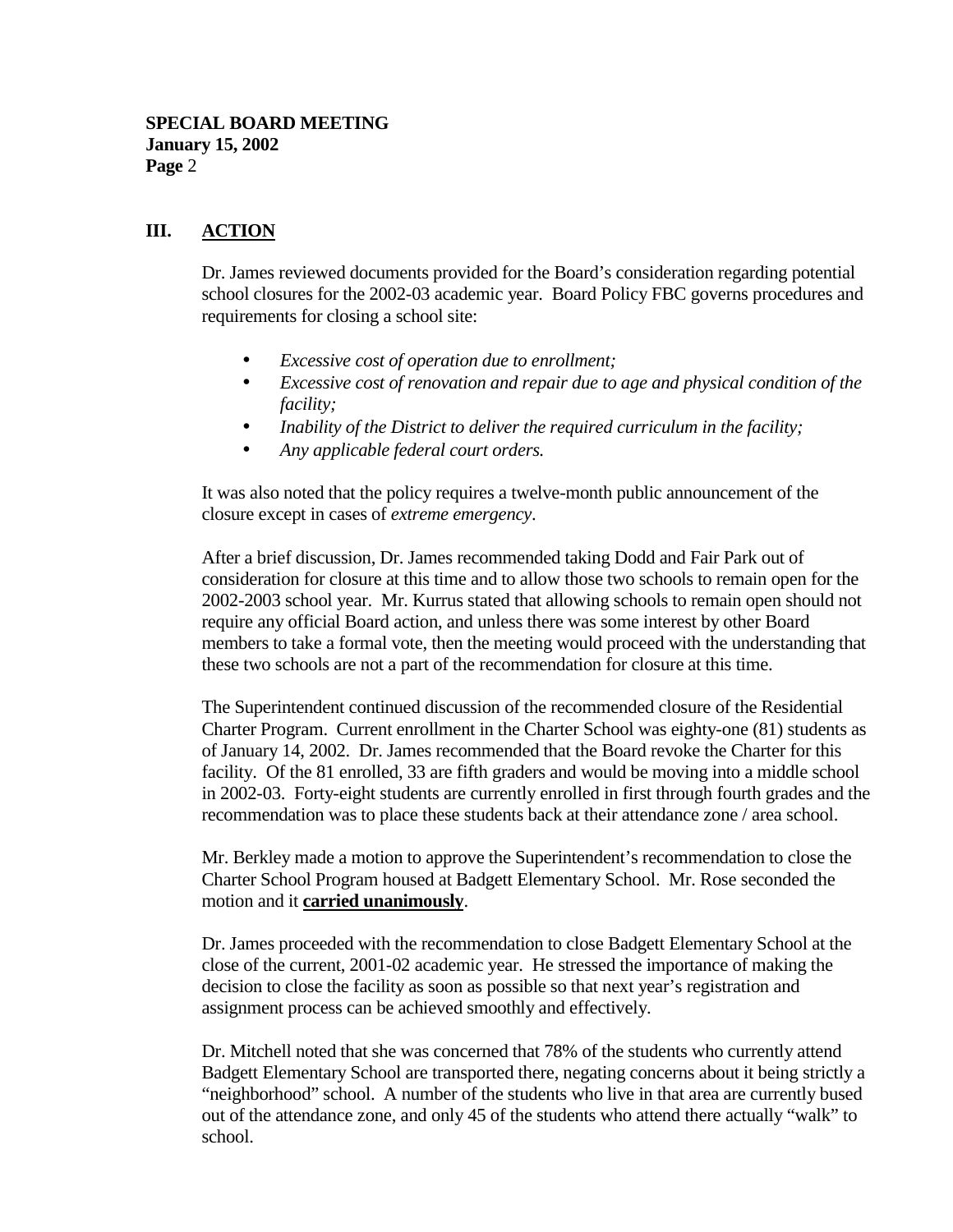## III. ACTION

Dr. James reviewed documents provided for the Board's consideration regarding potential school closures for the 2002-03 academic year. Board Policy FBC governs procedures and requirements for closing a school site:

- *Excessive cost of operation due to enrollment;*
- *Excessive cost of renovation and repair due to age and physical condition of the facility;*
- *Inability of the District to deliver the required curriculum in the facility;*
- *Any applicable federal court orders.*

It was also noted that the policy requires a twelve-month public announcement of the closure except in cases of *extreme emergency*.

After a brief discussion, Dr. James recommended taking Dodd and Fair Park out of consideration for closure at this time and to allow those two schools to remain open for the 2002-2003 school year. Mr. Kurrus stated that allowing schools to remain open should not require any official Board action, and unless there was some interest by other Board members to take a formal vote, then the meeting would proceed with the understanding that these two schools are not a part of the recommendation for closure at this time.

The Superintendent continued discussion of the recommended closure of the Residential Charter Program. Current enrollment in the Charter School was eighty-one (81) students as of January 14, 2002. Dr. James recommended that the Board revoke the Charter for this facility. Of the 81 enrolled, 33 are fifth graders and would be moving into a middle school in 2002-03. Forty-eight students are currently enrolled in first through fourth grades and the recommendation was to place these students back at their attendance zone / area school.

Mr. Berkley made a motion to approve the Superintendent's recommendation to close the Charter School Program housed at Badgett Elementary School. Mr. Rose seconded the motion and it **carried unanimously**.

Dr. James proceeded with the recommendation to close Badgett Elementary School at the close of the current, 2001-02 academic year. He stressed the importance of making the decision to close the facility as soon as possible so that next year's registration and assignment process can be achieved smoothly and effectively.

Dr. Mitchell noted that she was concerned that 78% of the students who currently attend Badgett Elementary School are transported there, negating concerns about it being strictly a "neighborhood" school. A number of the students who live in that area are currently bused out of the attendance zone, and only 45 of the students who attend there actually "walk" to school.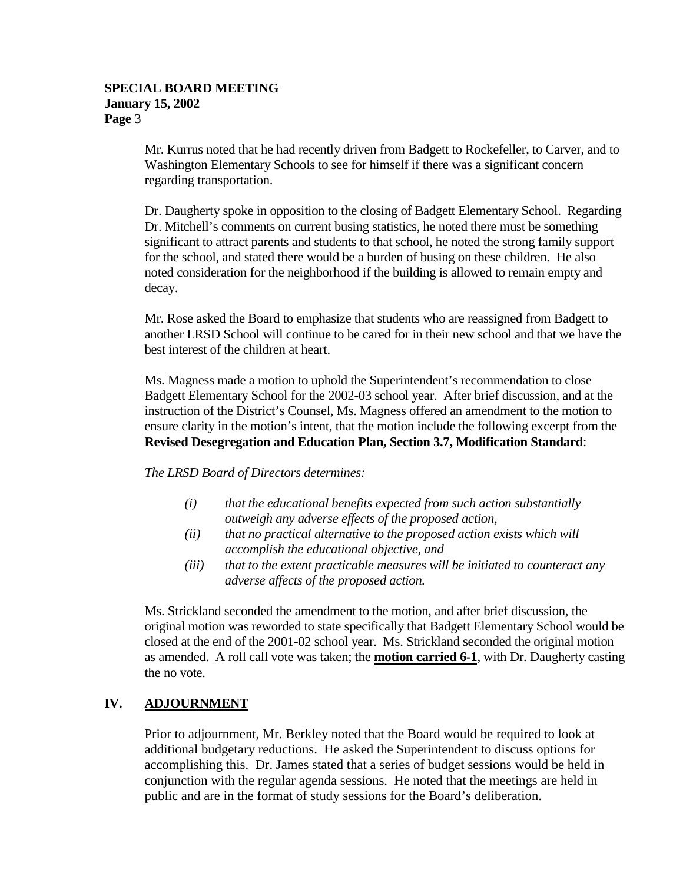Mr. Kurrus noted that he had recently driven from Badgett to Rockefeller, to Carver, and to Washington Elementary Schools to see for himself if there was a significant concern regarding transportation.

Dr. Daugherty spoke in opposition to the closing of Badgett Elementary School. Regarding Dr. Mitchell's comments on current busing statistics, he noted there must be something significant to attract parents and students to that school, he noted the strong family support for the school, and stated there would be a burden of busing on these children. He also noted consideration for the neighborhood if the building is allowed to remain empty and decay.

Mr. Rose asked the Board to emphasize that students who are reassigned from Badgett to another LRSD School will continue to be cared for in their new school and that we have the best interest of the children at heart.

Ms. Magness made a motion to uphold the Superintendent's recommendation to close Badgett Elementary School for the 2002-03 school year. After brief discussion, and at the instruction of the District's Counsel, Ms. Magness offered an amendment to the motion to ensure clarity in the motion's intent, that the motion include the following excerpt from the **Revised Desegregation and Education Plan, Section 3.7, Modification Standard**:

*The LRSD Board of Directors determines:*

- *(i) that the educational benefits expected from such action substantially outweigh any adverse effects of the proposed action,*
- *(ii) that no practical alternative to the proposed action exists which will accomplish the educational objective, and*
- *(iii) that to the extent practicable measures will be initiated to counteract any adverse affects of the proposed action.*

Ms. Strickland seconded the amendment to the motion, and after brief discussion, the original motion was reworded to state specifically that Badgett Elementary School would be closed at the end of the 2001-02 school year. Ms. Strickland seconded the original motion as amended. A roll call vote was taken; the **motion carried 6-1**, with Dr. Daugherty casting the no vote.

## IV. ADJOURNMENT

Prior to adjournment, Mr. Berkley noted that the Board would be required to look at additional budgetary reductions. He asked the Superintendent to discuss options for accomplishing this. Dr. James stated that a series of budget sessions would be held in conjunction with the regular agenda sessions. He noted that the meetings are held in public and are in the format of study sessions for the Board's deliberation.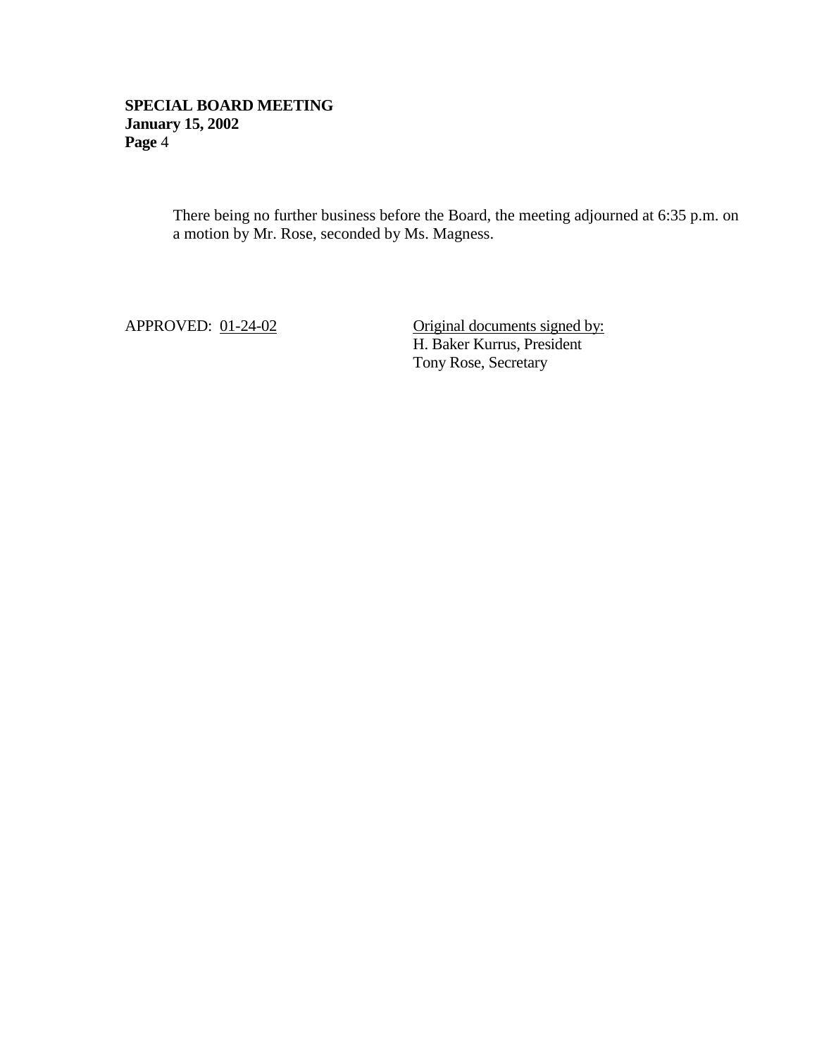There being no further business before the Board, the meeting adjourned at 6:35 p.m. on a motion by Mr. Rose, seconded by Ms. Magness.

APPROVED: 01-24-02

Original documents signed by:
H. Baker Kurrus, President
Tony Rose, Secretary